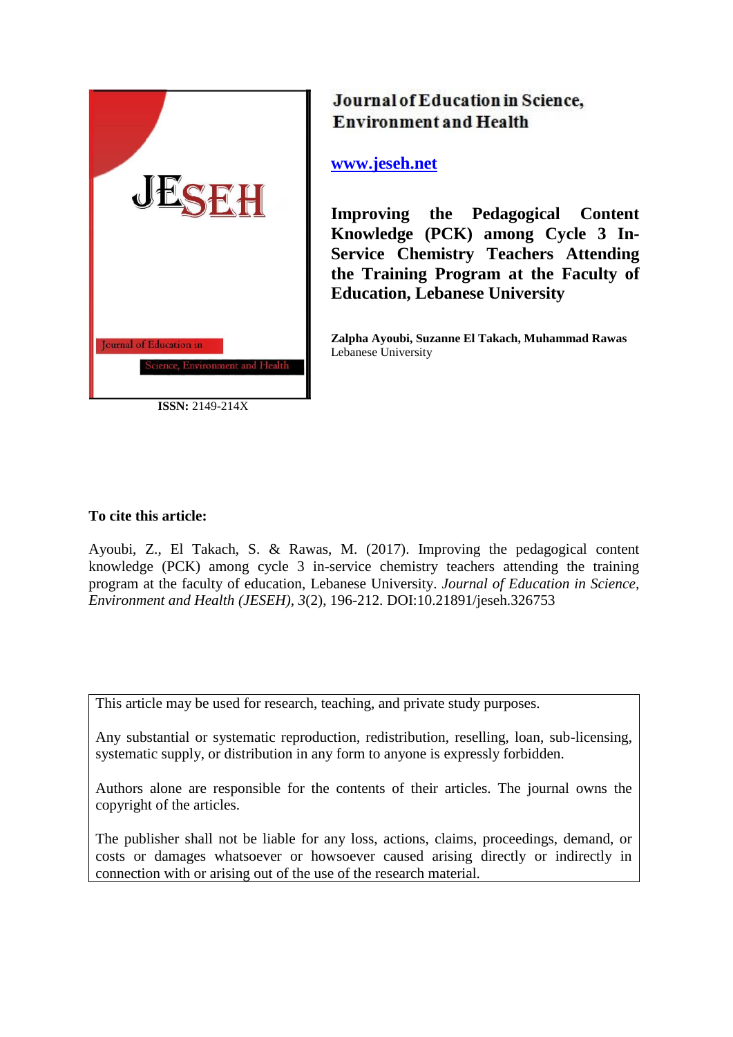JESEH

Journal of Education in Science, Environment and Health

**ISSN:** 2149-214X

**Journal of Education in Science, Environment and Health**

**www.jeseh.net**

# Improving the Pedagogical Content Knowledge (PCK) among Cycle 3 In-Service Chemistry Teachers Attending the Training Program at the Faculty of Education, Lebanese University

**Zalpha Ayoubi, Suzanne El Takach, Muhammad Rawas**
Lebanese University

**To cite this article:**

Ayoubi, Z., El Takach, S. & Rawas, M. (2017). Improving the pedagogical content knowledge (PCK) among cycle 3 in-service chemistry teachers attending the training program at the faculty of education, Lebanese University. *Journal of Education in Science, Environment and Health (JESEH), 3*(2), 196-212. DOI:10.21891/jeseh.326753

This article may be used for research, teaching, and private study purposes.

Any substantial or systematic reproduction, redistribution, reselling, loan, sub-licensing, systematic supply, or distribution in any form to anyone is expressly forbidden.

Authors alone are responsible for the contents of their articles. The journal owns the copyright of the articles.

The publisher shall not be liable for any loss, actions, claims, proceedings, demand, or costs or damages whatsoever or howsoever caused arising directly or indirectly in connection with or arising out of the use of the research material.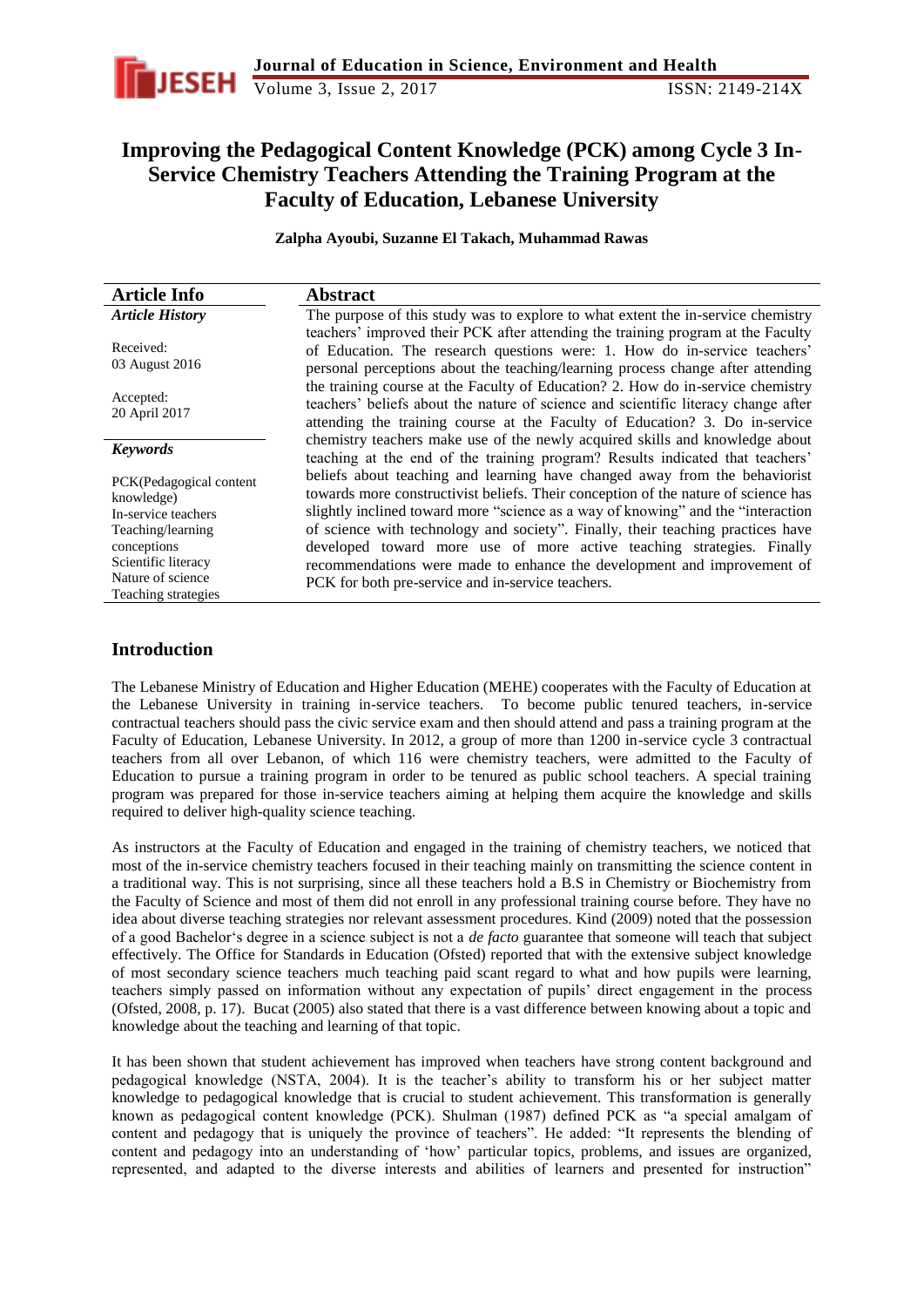# Improving the Pedagogical Content Knowledge (PCK) among Cycle 3 In-Service Chemistry Teachers Attending the Training Program at the Faculty of Education, Lebanese University

**Zalpha Ayoubi, Suzanne El Takach, Muhammad Rawas**

| Article Info | Abstract |
|---|---|
| ***Article History*** <br><br> Received: 03 August 2016 <br><br> Accepted: 20 April 2017 <br><br> ***Keywords*** <br><br> PCK(Pedagogical content knowledge) <br> In-service teachers <br> Teaching/learning conceptions <br> Scientific literacy <br> Nature of science <br> Teaching strategies | The purpose of this study was to explore to what extent the in-service chemistry teachers' improved their PCK after attending the training program at the Faculty of Education. The research questions were: 1. How do in-service teachers' personal perceptions about the teaching/learning process change after attending the training course at the Faculty of Education? 2. How do in-service chemistry teachers' beliefs about the nature of science and scientific literacy change after attending the training course at the Faculty of Education? 3. Do in-service chemistry teachers make use of the newly acquired skills and knowledge about teaching at the end of the training program? Results indicated that teachers' beliefs about teaching and learning have changed away from the behaviorist towards more constructivist beliefs. Their conception of the nature of science has slightly inclined toward more "science as a way of knowing" and the "interaction of science with technology and society". Finally, their teaching practices have developed toward more use of more active teaching strategies. Finally recommendations were made to enhance the development and improvement of PCK for both pre-service and in-service teachers. |

## Introduction

The Lebanese Ministry of Education and Higher Education (MEHE) cooperates with the Faculty of Education at the Lebanese University in training in-service teachers. To become public tenured teachers, in-service contractual teachers should pass the civic service exam and then should attend and pass a training program at the Faculty of Education, Lebanese University. In 2012, a group of more than 1200 in-service cycle 3 contractual teachers from all over Lebanon, of which 116 were chemistry teachers, were admitted to the Faculty of Education to pursue a training program in order to be tenured as public school teachers. A special training program was prepared for those in-service teachers aiming at helping them acquire the knowledge and skills required to deliver high-quality science teaching.

As instructors at the Faculty of Education and engaged in the training of chemistry teachers, we noticed that most of the in-service chemistry teachers focused in their teaching mainly on transmitting the science content in a traditional way. This is not surprising, since all these teachers hold a B.S in Chemistry or Biochemistry from the Faculty of Science and most of them did not enroll in any professional training course before. They have no idea about diverse teaching strategies nor relevant assessment procedures. Kind (2009) noted that the possession of a good Bachelor's degree in a science subject is not a *de facto* guarantee that someone will teach that subject effectively. The Office for Standards in Education (Ofsted) reported that with the extensive subject knowledge of most secondary science teachers much teaching paid scant regard to what and how pupils were learning, teachers simply passed on information without any expectation of pupils' direct engagement in the process (Ofsted, 2008, p. 17). Bucat (2005) also stated that there is a vast difference between knowing about a topic and knowledge about the teaching and learning of that topic.

It has been shown that student achievement has improved when teachers have strong content background and pedagogical knowledge (NSTA, 2004). It is the teacher's ability to transform his or her subject matter knowledge to pedagogical knowledge that is crucial to student achievement. This transformation is generally known as pedagogical content knowledge (PCK). Shulman (1987) defined PCK as "a special amalgam of content and pedagogy that is uniquely the province of teachers". He added: "It represents the blending of content and pedagogy into an understanding of 'how' particular topics, problems, and issues are organized, represented, and adapted to the diverse interests and abilities of learners and presented for instruction"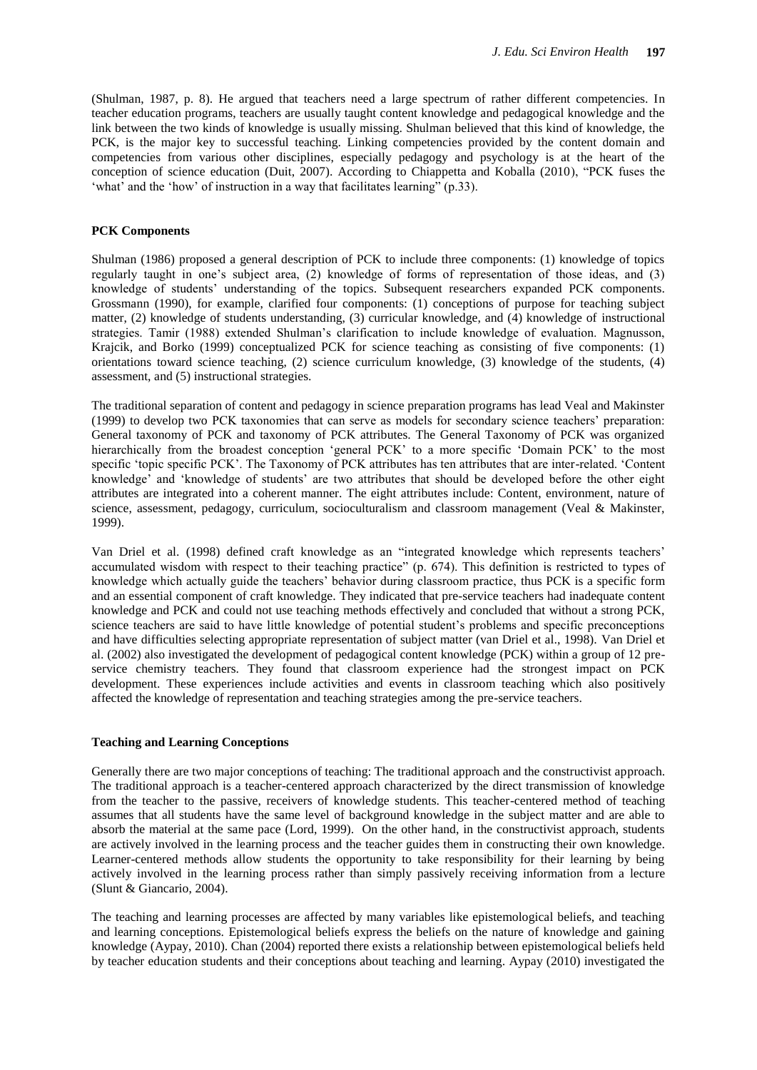(Shulman, 1987, p. 8). He argued that teachers need a large spectrum of rather different competencies. In teacher education programs, teachers are usually taught content knowledge and pedagogical knowledge and the link between the two kinds of knowledge is usually missing. Shulman believed that this kind of knowledge, the PCK, is the major key to successful teaching. Linking competencies provided by the content domain and competencies from various other disciplines, especially pedagogy and psychology is at the heart of the conception of science education (Duit, 2007). According to Chiappetta and Koballa (2010), "PCK fuses the 'what' and the 'how' of instruction in a way that facilitates learning" (p.33).

**PCK Components**

Shulman (1986) proposed a general description of PCK to include three components: (1) knowledge of topics regularly taught in one's subject area, (2) knowledge of forms of representation of those ideas, and (3) knowledge of students' understanding of the topics. Subsequent researchers expanded PCK components. Grossmann (1990), for example, clarified four components: (1) conceptions of purpose for teaching subject matter, (2) knowledge of students understanding, (3) curricular knowledge, and (4) knowledge of instructional strategies. Tamir (1988) extended Shulman's clarification to include knowledge of evaluation. Magnusson, Krajcik, and Borko (1999) conceptualized PCK for science teaching as consisting of five components: (1) orientations toward science teaching, (2) science curriculum knowledge, (3) knowledge of the students, (4) assessment, and (5) instructional strategies.

The traditional separation of content and pedagogy in science preparation programs has lead Veal and Makinster (1999) to develop two PCK taxonomies that can serve as models for secondary science teachers' preparation: General taxonomy of PCK and taxonomy of PCK attributes. The General Taxonomy of PCK was organized hierarchically from the broadest conception 'general PCK' to a more specific 'Domain PCK' to the most specific 'topic specific PCK'. The Taxonomy of PCK attributes has ten attributes that are inter-related. 'Content knowledge' and 'knowledge of students' are two attributes that should be developed before the other eight attributes are integrated into a coherent manner. The eight attributes include: Content, environment, nature of science, assessment, pedagogy, curriculum, socioculturalism and classroom management (Veal & Makinster, 1999).

Van Driel et al. (1998) defined craft knowledge as an "integrated knowledge which represents teachers' accumulated wisdom with respect to their teaching practice" (p. 674). This definition is restricted to types of knowledge which actually guide the teachers' behavior during classroom practice, thus PCK is a specific form and an essential component of craft knowledge. They indicated that pre-service teachers had inadequate content knowledge and PCK and could not use teaching methods effectively and concluded that without a strong PCK, science teachers are said to have little knowledge of potential student's problems and specific preconceptions and have difficulties selecting appropriate representation of subject matter (van Driel et al., 1998). Van Driel et al. (2002) also investigated the development of pedagogical content knowledge (PCK) within a group of 12 pre-service chemistry teachers. They found that classroom experience had the strongest impact on PCK development. These experiences include activities and events in classroom teaching which also positively affected the knowledge of representation and teaching strategies among the pre-service teachers.

**Teaching and Learning Conceptions**

Generally there are two major conceptions of teaching: The traditional approach and the constructivist approach. The traditional approach is a teacher-centered approach characterized by the direct transmission of knowledge from the teacher to the passive, receivers of knowledge students. This teacher-centered method of teaching assumes that all students have the same level of background knowledge in the subject matter and are able to absorb the material at the same pace (Lord, 1999). On the other hand, in the constructivist approach, students are actively involved in the learning process and the teacher guides them in constructing their own knowledge. Learner-centered methods allow students the opportunity to take responsibility for their learning by being actively involved in the learning process rather than simply passively receiving information from a lecture (Slunt & Giancario, 2004).

The teaching and learning processes are affected by many variables like epistemological beliefs, and teaching and learning conceptions. Epistemological beliefs express the beliefs on the nature of knowledge and gaining knowledge (Aypay, 2010). Chan (2004) reported there exists a relationship between epistemological beliefs held by teacher education students and their conceptions about teaching and learning. Aypay (2010) investigated the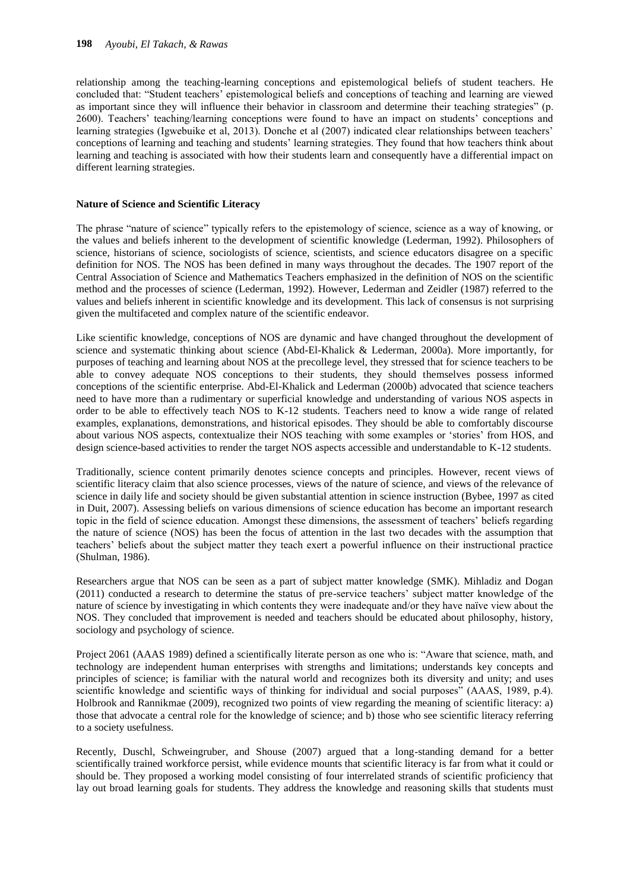relationship among the teaching-learning conceptions and epistemological beliefs of student teachers. He concluded that: "Student teachers' epistemological beliefs and conceptions of teaching and learning are viewed as important since they will influence their behavior in classroom and determine their teaching strategies" (p. 2600). Teachers' teaching/learning conceptions were found to have an impact on students' conceptions and learning strategies (Igwebuike et al, 2013). Donche et al (2007) indicated clear relationships between teachers' conceptions of learning and teaching and students' learning strategies. They found that how teachers think about learning and teaching is associated with how their students learn and consequently have a differential impact on different learning strategies.

**Nature of Science and Scientific Literacy**

The phrase "nature of science" typically refers to the epistemology of science, science as a way of knowing, or the values and beliefs inherent to the development of scientific knowledge (Lederman, 1992). Philosophers of science, historians of science, sociologists of science, scientists, and science educators disagree on a specific definition for NOS. The NOS has been defined in many ways throughout the decades. The 1907 report of the Central Association of Science and Mathematics Teachers emphasized in the definition of NOS on the scientific method and the processes of science (Lederman, 1992). However, Lederman and Zeidler (1987) referred to the values and beliefs inherent in scientific knowledge and its development. This lack of consensus is not surprising given the multifaceted and complex nature of the scientific endeavor.

Like scientific knowledge, conceptions of NOS are dynamic and have changed throughout the development of science and systematic thinking about science (Abd-El-Khalick & Lederman, 2000a). More importantly, for purposes of teaching and learning about NOS at the precollege level, they stressed that for science teachers to be able to convey adequate NOS conceptions to their students, they should themselves possess informed conceptions of the scientific enterprise. Abd-El-Khalick and Lederman (2000b) advocated that science teachers need to have more than a rudimentary or superficial knowledge and understanding of various NOS aspects in order to be able to effectively teach NOS to K-12 students. Teachers need to know a wide range of related examples, explanations, demonstrations, and historical episodes. They should be able to comfortably discourse about various NOS aspects, contextualize their NOS teaching with some examples or 'stories' from HOS, and design science-based activities to render the target NOS aspects accessible and understandable to K-12 students.

Traditionally, science content primarily denotes science concepts and principles. However, recent views of scientific literacy claim that also science processes, views of the nature of science, and views of the relevance of science in daily life and society should be given substantial attention in science instruction (Bybee, 1997 as cited in Duit, 2007). Assessing beliefs on various dimensions of science education has become an important research topic in the field of science education. Amongst these dimensions, the assessment of teachers' beliefs regarding the nature of science (NOS) has been the focus of attention in the last two decades with the assumption that teachers' beliefs about the subject matter they teach exert a powerful influence on their instructional practice (Shulman, 1986).

Researchers argue that NOS can be seen as a part of subject matter knowledge (SMK). Mihladiz and Dogan (2011) conducted a research to determine the status of pre-service teachers' subject matter knowledge of the nature of science by investigating in which contents they were inadequate and/or they have naïve view about the NOS. They concluded that improvement is needed and teachers should be educated about philosophy, history, sociology and psychology of science.

Project 2061 (AAAS 1989) defined a scientifically literate person as one who is: "Aware that science, math, and technology are independent human enterprises with strengths and limitations; understands key concepts and principles of science; is familiar with the natural world and recognizes both its diversity and unity; and uses scientific knowledge and scientific ways of thinking for individual and social purposes" (AAAS, 1989, p.4). Holbrook and Rannikmae (2009), recognized two points of view regarding the meaning of scientific literacy: a) those that advocate a central role for the knowledge of science; and b) those who see scientific literacy referring to a society usefulness.

Recently, Duschl, Schweingruber, and Shouse (2007) argued that a long-standing demand for a better scientifically trained workforce persist, while evidence mounts that scientific literacy is far from what it could or should be. They proposed a working model consisting of four interrelated strands of scientific proficiency that lay out broad learning goals for students. They address the knowledge and reasoning skills that students must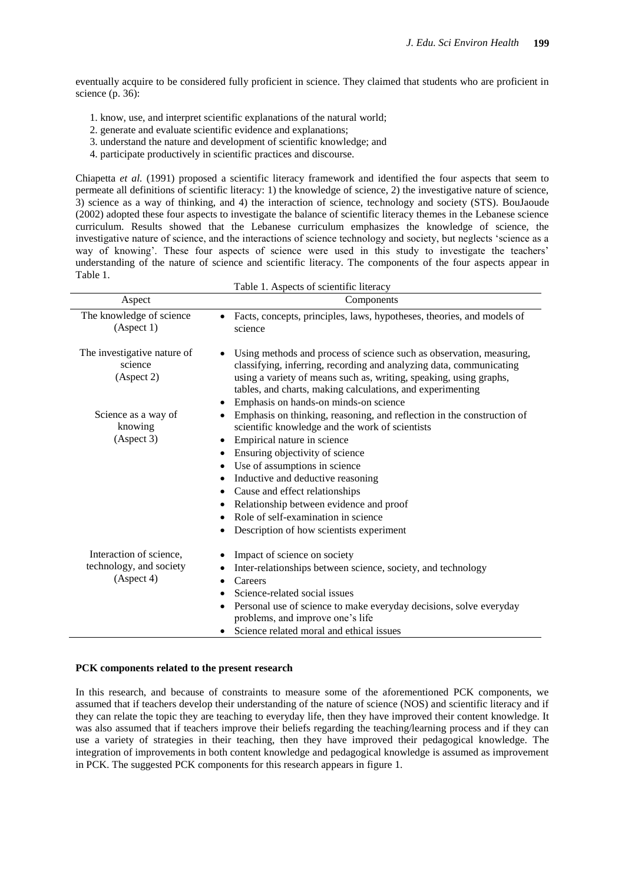eventually acquire to be considered fully proficient in science. They claimed that students who are proficient in science (p. 36):

1. know, use, and interpret scientific explanations of the natural world;
2. generate and evaluate scientific evidence and explanations;
3. understand the nature and development of scientific knowledge; and
4. participate productively in scientific practices and discourse.

Chiapetta *et al.* (1991) proposed a scientific literacy framework and identified the four aspects that seem to permeate all definitions of scientific literacy: 1) the knowledge of science, 2) the investigative nature of science, 3) science as a way of thinking, and 4) the interaction of science, technology and society (STS). BouJaoude (2002) adopted these four aspects to investigate the balance of scientific literacy themes in the Lebanese science curriculum. Results showed that the Lebanese curriculum emphasizes the knowledge of science, the investigative nature of science, and the interactions of science technology and society, but neglects 'science as a way of knowing'. These four aspects of science were used in this study to investigate the teachers' understanding of the nature of science and scientific literacy. The components of the four aspects appear in Table 1.

Table 1. Aspects of scientific literacy

| Aspect | Components |
|---|---|
| The knowledge of science (Aspect 1) | • Facts, concepts, principles, laws, hypotheses, theories, and models of science |
| The investigative nature of science (Aspect 2) | • Using methods and process of science such as observation, measuring, classifying, inferring, recording and analyzing data, communicating using a variety of means such as, writing, speaking, using graphs, tables, and charts, making calculations, and experimenting<br>• Emphasis on hands-on minds-on science |
| Science as a way of knowing (Aspect 3) | • Emphasis on thinking, reasoning, and reflection in the construction of scientific knowledge and the work of scientists<br>• Empirical nature in science<br>• Ensuring objectivity of science<br>• Use of assumptions in science<br>• Inductive and deductive reasoning<br>• Cause and effect relationships<br>• Relationship between evidence and proof<br>• Role of self-examination in science<br>• Description of how scientists experiment |
| Interaction of science, technology, and society (Aspect 4) | • Impact of science on society<br>• Inter-relationships between science, society, and technology<br>• Careers<br>• Science-related social issues<br>• Personal use of science to make everyday decisions, solve everyday problems, and improve one's life<br>• Science related moral and ethical issues |

**PCK components related to the present research**

In this research, and because of constraints to measure some of the aforementioned PCK components, we assumed that if teachers develop their understanding of the nature of science (NOS) and scientific literacy and if they can relate the topic they are teaching to everyday life, then they have improved their content knowledge. It was also assumed that if teachers improve their beliefs regarding the teaching/learning process and if they can use a variety of strategies in their teaching, then they have improved their pedagogical knowledge. The integration of improvements in both content knowledge and pedagogical knowledge is assumed as improvement in PCK. The suggested PCK components for this research appears in figure 1.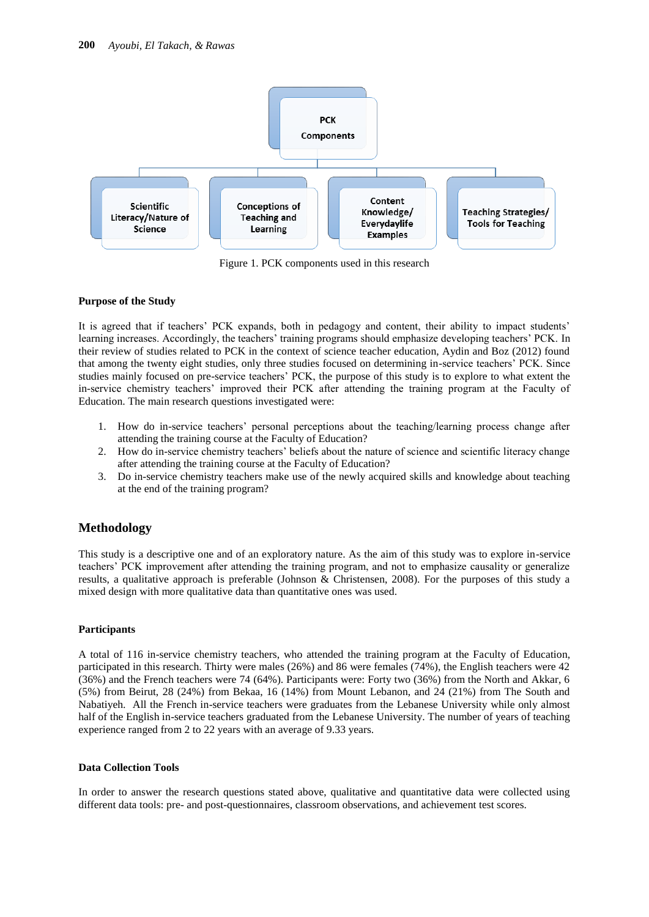PCK Components

Scientific Literacy/Nature of Science

Conceptions of Teaching and Learning

Content Knowledge/ Everydaylife Examples

Teaching Strategies/ Tools for Teaching

Figure 1. PCK components used in this research

### Purpose of the Study

It is agreed that if teachers' PCK expands, both in pedagogy and content, their ability to impact students' learning increases. Accordingly, the teachers' training programs should emphasize developing teachers' PCK. In their review of studies related to PCK in the context of science teacher education, Aydin and Boz (2012) found that among the twenty eight studies, only three studies focused on determining in-service teachers' PCK. Since studies mainly focused on pre-service teachers' PCK, the purpose of this study is to explore to what extent the in-service chemistry teachers' improved their PCK after attending the training program at the Faculty of Education. The main research questions investigated were:

1. How do in-service teachers' personal perceptions about the teaching/learning process change after attending the training course at the Faculty of Education?
2. How do in-service chemistry teachers' beliefs about the nature of science and scientific literacy change after attending the training course at the Faculty of Education?
3. Do in-service chemistry teachers make use of the newly acquired skills and knowledge about teaching at the end of the training program?

## Methodology

This study is a descriptive one and of an exploratory nature. As the aim of this study was to explore in-service teachers' PCK improvement after attending the training program, and not to emphasize causality or generalize results, a qualitative approach is preferable (Johnson & Christensen, 2008). For the purposes of this study a mixed design with more qualitative data than quantitative ones was used.

### Participants

A total of 116 in-service chemistry teachers, who attended the training program at the Faculty of Education, participated in this research. Thirty were males (26%) and 86 were females (74%), the English teachers were 42 (36%) and the French teachers were 74 (64%). Participants were: Forty two (36%) from the North and Akkar, 6 (5%) from Beirut, 28 (24%) from Bekaa, 16 (14%) from Mount Lebanon, and 24 (21%) from The South and Nabatiyeh. All the French in-service teachers were graduates from the Lebanese University while only almost half of the English in-service teachers graduated from the Lebanese University. The number of years of teaching experience ranged from 2 to 22 years with an average of 9.33 years.

### Data Collection Tools

In order to answer the research questions stated above, qualitative and quantitative data were collected using different data tools: pre- and post-questionnaires, classroom observations, and achievement test scores.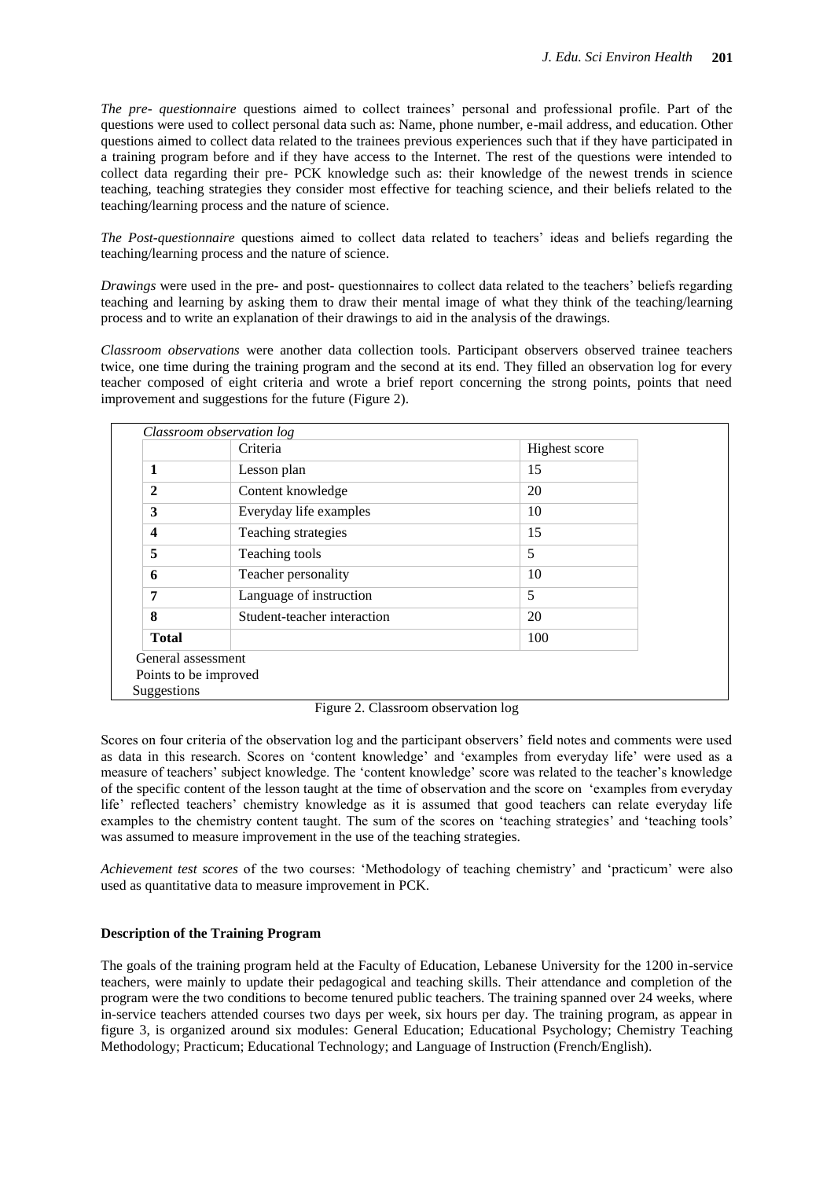*The pre- questionnaire* questions aimed to collect trainees' personal and professional profile. Part of the questions were used to collect personal data such as: Name, phone number, e-mail address, and education. Other questions aimed to collect data related to the trainees previous experiences such that if they have participated in a training program before and if they have access to the Internet. The rest of the questions were intended to collect data regarding their pre- PCK knowledge such as: their knowledge of the newest trends in science teaching, teaching strategies they consider most effective for teaching science, and their beliefs related to the teaching/learning process and the nature of science.

*The Post-questionnaire* questions aimed to collect data related to teachers' ideas and beliefs regarding the teaching/learning process and the nature of science.

*Drawings* were used in the pre- and post- questionnaires to collect data related to the teachers' beliefs regarding teaching and learning by asking them to draw their mental image of what they think of the teaching/learning process and to write an explanation of their drawings to aid in the analysis of the drawings.

*Classroom observations* were another data collection tools. Participant observers observed trainee teachers twice, one time during the training program and the second at its end. They filled an observation log for every teacher composed of eight criteria and wrote a brief report concerning the strong points, points that need improvement and suggestions for the future (Figure 2).

*Classroom observation log*

| | Criteria | Highest score |
|---|---|---|
| **1** | Lesson plan | 15 |
| **2** | Content knowledge | 20 |
| **3** | Everyday life examples | 10 |
| **4** | Teaching strategies | 15 |
| **5** | Teaching tools | 5 |
| **6** | Teacher personality | 10 |
| **7** | Language of instruction | 5 |
| **8** | Student-teacher interaction | 20 |
| **Total** | | 100 |

General assessment

Points to be improved

Suggestions

Figure 2. Classroom observation log

Scores on four criteria of the observation log and the participant observers' field notes and comments were used as data in this research. Scores on 'content knowledge' and 'examples from everyday life' were used as a measure of teachers' subject knowledge. The 'content knowledge' score was related to the teacher's knowledge of the specific content of the lesson taught at the time of observation and the score on 'examples from everyday life' reflected teachers' chemistry knowledge as it is assumed that good teachers can relate everyday life examples to the chemistry content taught. The sum of the scores on 'teaching strategies' and 'teaching tools' was assumed to measure improvement in the use of the teaching strategies.

*Achievement test scores* of the two courses: 'Methodology of teaching chemistry' and 'practicum' were also used as quantitative data to measure improvement in PCK.

### Description of the Training Program

The goals of the training program held at the Faculty of Education, Lebanese University for the 1200 in-service teachers, were mainly to update their pedagogical and teaching skills. Their attendance and completion of the program were the two conditions to become tenured public teachers. The training spanned over 24 weeks, where in-service teachers attended courses two days per week, six hours per day. The training program, as appear in figure 3, is organized around six modules: General Education; Educational Psychology; Chemistry Teaching Methodology; Practicum; Educational Technology; and Language of Instruction (French/English).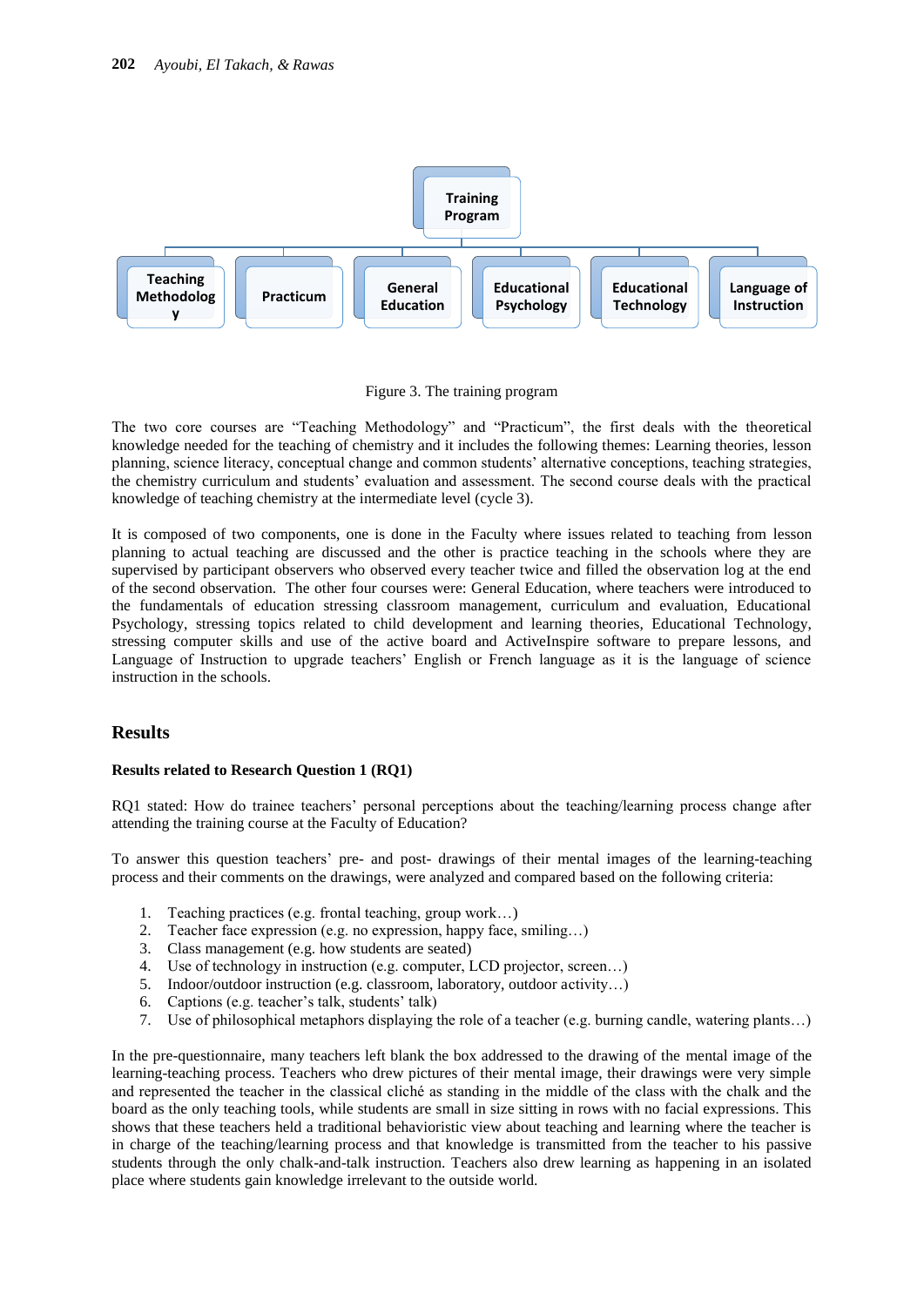Training Program

- Teaching Methodology
- Practicum
- General Education
- Educational Psychology
- Educational Technology
- Language of Instruction

Figure 3. The training program

The two core courses are "Teaching Methodology" and "Practicum", the first deals with the theoretical knowledge needed for the teaching of chemistry and it includes the following themes: Learning theories, lesson planning, science literacy, conceptual change and common students' alternative conceptions, teaching strategies, the chemistry curriculum and students' evaluation and assessment. The second course deals with the practical knowledge of teaching chemistry at the intermediate level (cycle 3).

It is composed of two components, one is done in the Faculty where issues related to teaching from lesson planning to actual teaching are discussed and the other is practice teaching in the schools where they are supervised by participant observers who observed every teacher twice and filled the observation log at the end of the second observation. The other four courses were: General Education, where teachers were introduced to the fundamentals of education stressing classroom management, curriculum and evaluation, Educational Psychology, stressing topics related to child development and learning theories, Educational Technology, stressing computer skills and use of the active board and ActiveInspire software to prepare lessons, and Language of Instruction to upgrade teachers' English or French language as it is the language of science instruction in the schools.

## Results

### Results related to Research Question 1 (RQ1)

RQ1 stated: How do trainee teachers' personal perceptions about the teaching/learning process change after attending the training course at the Faculty of Education?

To answer this question teachers' pre- and post- drawings of their mental images of the learning-teaching process and their comments on the drawings, were analyzed and compared based on the following criteria:

1. Teaching practices (e.g. frontal teaching, group work…)
2. Teacher face expression (e.g. no expression, happy face, smiling…)
3. Class management (e.g. how students are seated)
4. Use of technology in instruction (e.g. computer, LCD projector, screen…)
5. Indoor/outdoor instruction (e.g. classroom, laboratory, outdoor activity…)
6. Captions (e.g. teacher's talk, students' talk)
7. Use of philosophical metaphors displaying the role of a teacher (e.g. burning candle, watering plants…)

In the pre-questionnaire, many teachers left blank the box addressed to the drawing of the mental image of the learning-teaching process. Teachers who drew pictures of their mental image, their drawings were very simple and represented the teacher in the classical cliché as standing in the middle of the class with the chalk and the board as the only teaching tools, while students are small in size sitting in rows with no facial expressions. This shows that these teachers held a traditional behavioristic view about teaching and learning where the teacher is in charge of the teaching/learning process and that knowledge is transmitted from the teacher to his passive students through the only chalk-and-talk instruction. Teachers also drew learning as happening in an isolated place where students gain knowledge irrelevant to the outside world.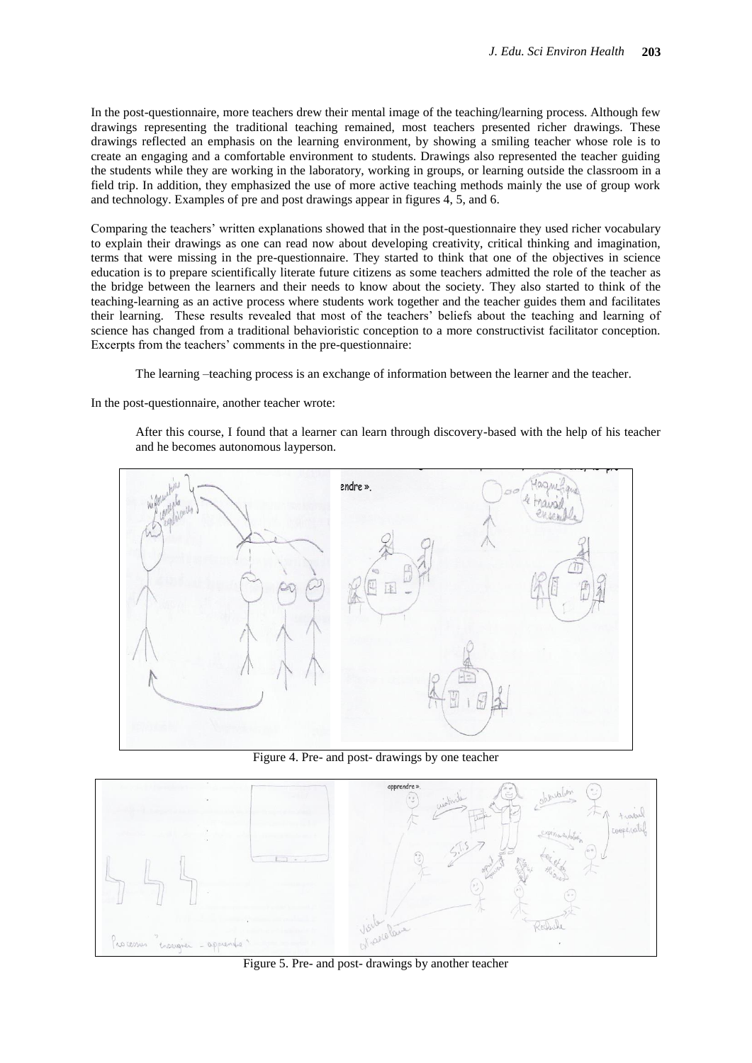In the post-questionnaire, more teachers drew their mental image of the teaching/learning process. Although few drawings representing the traditional teaching remained, most teachers presented richer drawings. These drawings reflected an emphasis on the learning environment, by showing a smiling teacher whose role is to create an engaging and a comfortable environment to students. Drawings also represented the teacher guiding the students while they are working in the laboratory, working in groups, or learning outside the classroom in a field trip. In addition, they emphasized the use of more active teaching methods mainly the use of group work and technology. Examples of pre and post drawings appear in figures 4, 5, and 6.

Comparing the teachers' written explanations showed that in the post-questionnaire they used richer vocabulary to explain their drawings as one can read now about developing creativity, critical thinking and imagination, terms that were missing in the pre-questionnaire. They started to think that one of the objectives in science education is to prepare scientifically literate future citizens as some teachers admitted the role of the teacher as the bridge between the learners and their needs to know about the society. They also started to think of the teaching-learning as an active process where students work together and the teacher guides them and facilitates their learning. These results revealed that most of the teachers' beliefs about the teaching and learning of science has changed from a traditional behavioristic conception to a more constructivist facilitator conception. Excerpts from the teachers' comments in the pre-questionnaire:

> The learning –teaching process is an exchange of information between the learner and the teacher.

In the post-questionnaire, another teacher wrote:

> After this course, I found that a learner can learn through discovery-based with the help of his teacher and he becomes autonomous layperson.

Figure 4. Pre- and post- drawings by one teacher

Figure 5. Pre- and post- drawings by another teacher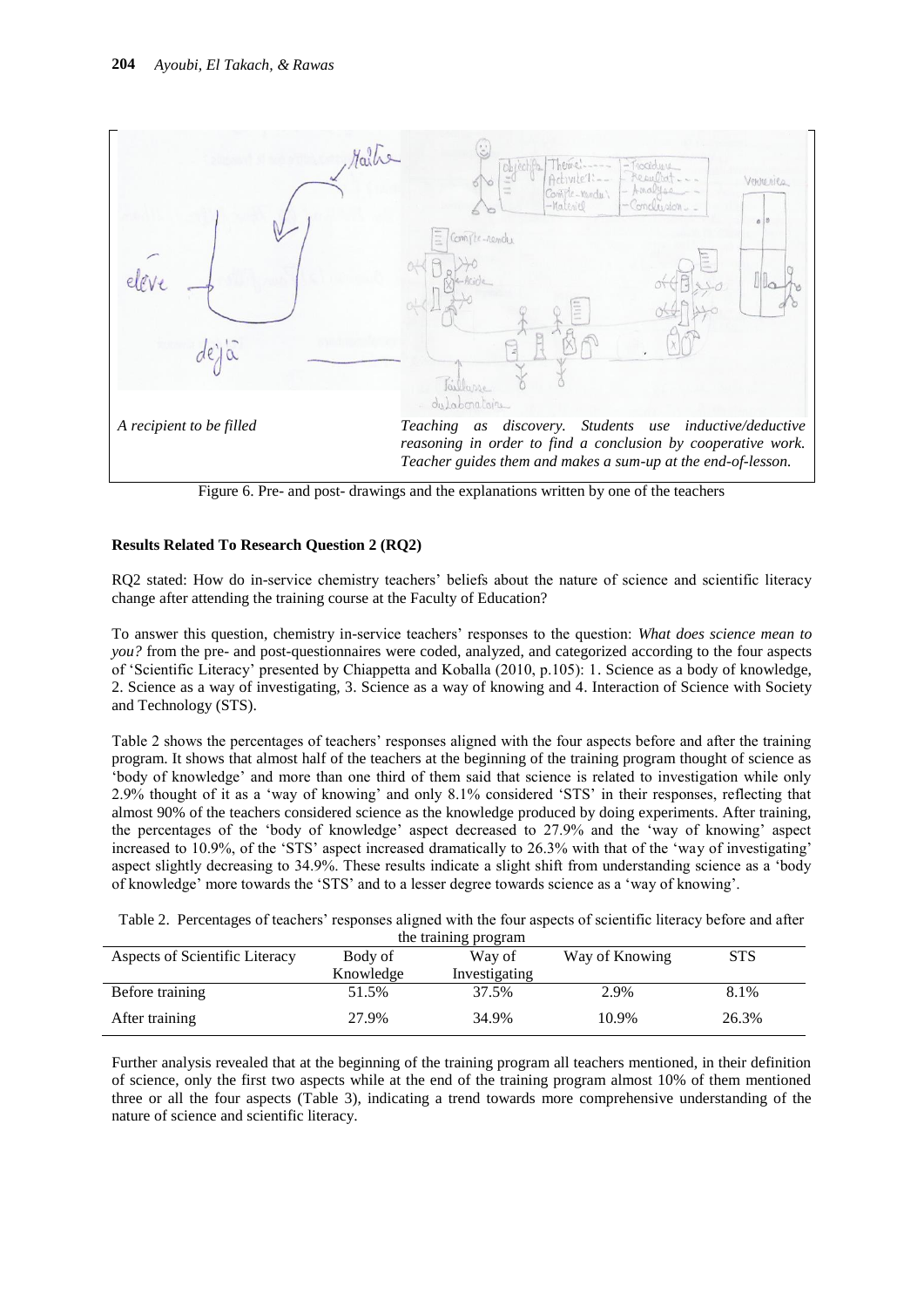*A recipient to be filled*

*Teaching as discovery. Students use inductive/deductive reasoning in order to find a conclusion by cooperative work. Teacher guides them and makes a sum-up at the end-of-lesson.*

Figure 6. Pre- and post- drawings and the explanations written by one of the teachers

**Results Related To Research Question 2 (RQ2)**

RQ2 stated: How do in-service chemistry teachers' beliefs about the nature of science and scientific literacy change after attending the training course at the Faculty of Education?

To answer this question, chemistry in-service teachers' responses to the question: *What does science mean to you?* from the pre- and post-questionnaires were coded, analyzed, and categorized according to the four aspects of 'Scientific Literacy' presented by Chiappetta and Koballa (2010, p.105): 1. Science as a body of knowledge, 2. Science as a way of investigating, 3. Science as a way of knowing and 4. Interaction of Science with Society and Technology (STS).

Table 2 shows the percentages of teachers' responses aligned with the four aspects before and after the training program. It shows that almost half of the teachers at the beginning of the training program thought of science as 'body of knowledge' and more than one third of them said that science is related to investigation while only 2.9% thought of it as a 'way of knowing' and only 8.1% considered 'STS' in their responses, reflecting that almost 90% of the teachers considered science as the knowledge produced by doing experiments. After training, the percentages of the 'body of knowledge' aspect decreased to 27.9% and the 'way of knowing' aspect increased to 10.9%, of the 'STS' aspect increased dramatically to 26.3% with that of the 'way of investigating' aspect slightly decreasing to 34.9%. These results indicate a slight shift from understanding science as a 'body of knowledge' more towards the 'STS' and to a lesser degree towards science as a 'way of knowing'.

Table 2. Percentages of teachers' responses aligned with the four aspects of scientific literacy before and after the training program

| Aspects of Scientific Literacy | Body of Knowledge | Way of Investigating | Way of Knowing | STS |
|---|---|---|---|---|
| Before training | 51.5% | 37.5% | 2.9% | 8.1% |
| After training | 27.9% | 34.9% | 10.9% | 26.3% |

Further analysis revealed that at the beginning of the training program all teachers mentioned, in their definition of science, only the first two aspects while at the end of the training program almost 10% of them mentioned three or all the four aspects (Table 3), indicating a trend towards more comprehensive understanding of the nature of science and scientific literacy.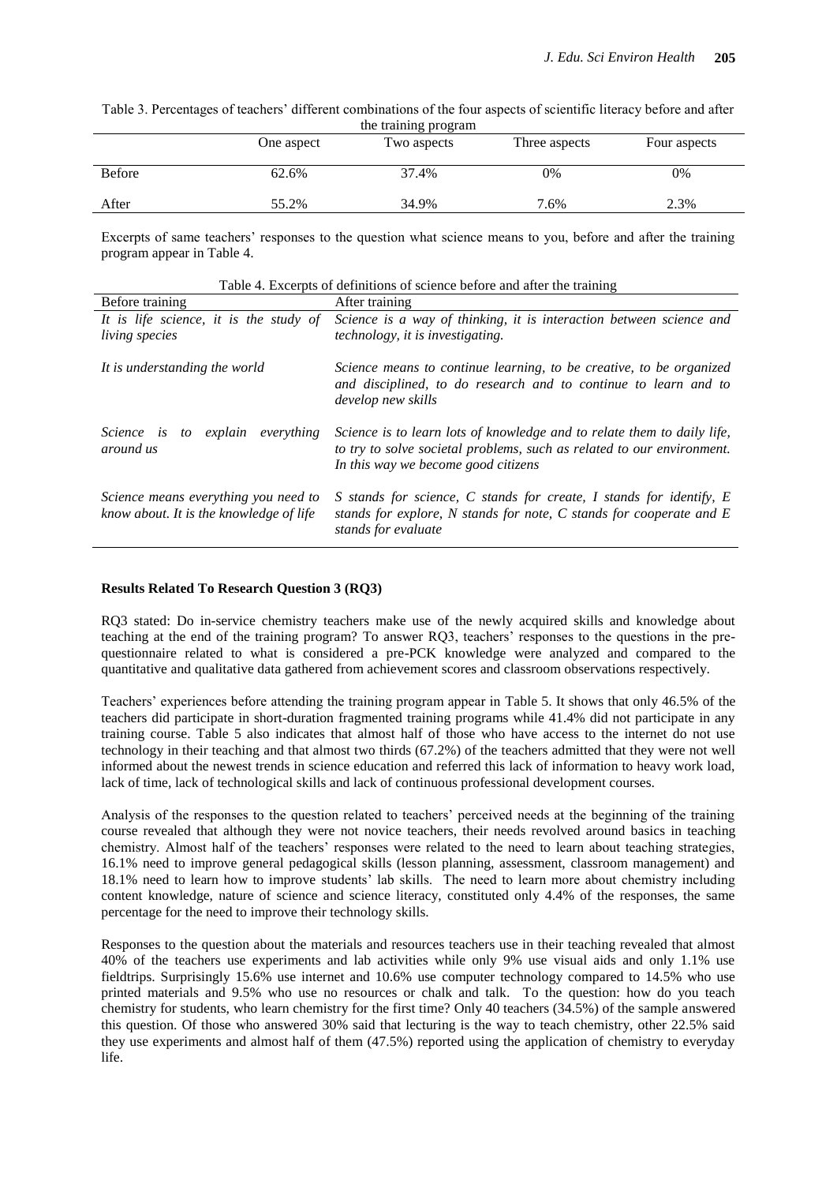Table 3. Percentages of teachers' different combinations of the four aspects of scientific literacy before and after the training program

| | One aspect | Two aspects | Three aspects | Four aspects |
|---|---|---|---|---|
| Before | 62.6% | 37.4% | 0% | 0% |
| After | 55.2% | 34.9% | 7.6% | 2.3% |

Excerpts of same teachers' responses to the question what science means to you, before and after the training program appear in Table 4.

Table 4. Excerpts of definitions of science before and after the training

| Before training | After training |
|---|---|
| *It is life science, it is the study of living species* | *Science is a way of thinking, it is interaction between science and technology, it is investigating.* |
| *It is understanding the world* | *Science means to continue learning, to be creative, to be organized and disciplined, to do research and to continue to learn and to develop new skills* |
| *Science is to explain everything around us* | *Science is to learn lots of knowledge and to relate them to daily life, to try to solve societal problems, such as related to our environment. In this way we become good citizens* |
| *Science means everything you need to know about. It is the knowledge of life* | *S stands for science, C stands for create, I stands for identify, E stands for explore, N stands for note, C stands for cooperate and E stands for evaluate* |

**Results Related To Research Question 3 (RQ3)**

RQ3 stated: Do in-service chemistry teachers make use of the newly acquired skills and knowledge about teaching at the end of the training program? To answer RQ3, teachers' responses to the questions in the pre-questionnaire related to what is considered a pre-PCK knowledge were analyzed and compared to the quantitative and qualitative data gathered from achievement scores and classroom observations respectively.

Teachers' experiences before attending the training program appear in Table 5. It shows that only 46.5% of the teachers did participate in short-duration fragmented training programs while 41.4% did not participate in any training course. Table 5 also indicates that almost half of those who have access to the internet do not use technology in their teaching and that almost two thirds (67.2%) of the teachers admitted that they were not well informed about the newest trends in science education and referred this lack of information to heavy work load, lack of time, lack of technological skills and lack of continuous professional development courses.

Analysis of the responses to the question related to teachers' perceived needs at the beginning of the training course revealed that although they were not novice teachers, their needs revolved around basics in teaching chemistry. Almost half of the teachers' responses were related to the need to learn about teaching strategies, 16.1% need to improve general pedagogical skills (lesson planning, assessment, classroom management) and 18.1% need to learn how to improve students' lab skills. The need to learn more about chemistry including content knowledge, nature of science and science literacy, constituted only 4.4% of the responses, the same percentage for the need to improve their technology skills.

Responses to the question about the materials and resources teachers use in their teaching revealed that almost 40% of the teachers use experiments and lab activities while only 9% use visual aids and only 1.1% use fieldtrips. Surprisingly 15.6% use internet and 10.6% use computer technology compared to 14.5% who use printed materials and 9.5% who use no resources or chalk and talk. To the question: how do you teach chemistry for students, who learn chemistry for the first time? Only 40 teachers (34.5%) of the sample answered this question. Of those who answered 30% said that lecturing is the way to teach chemistry, other 22.5% said they use experiments and almost half of them (47.5%) reported using the application of chemistry to everyday life.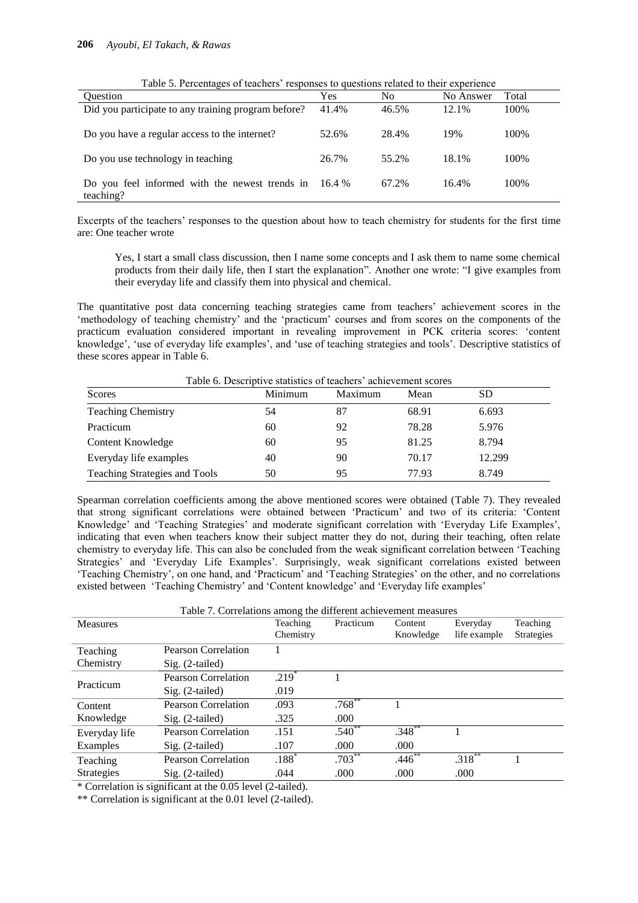Table 5. Percentages of teachers' responses to questions related to their experience

| Question | Yes | No | No Answer | Total |
|---|---|---|---|---|
| Did you participate to any training program before? | 41.4% | 46.5% | 12.1% | 100% |
| Do you have a regular access to the internet? | 52.6% | 28.4% | 19% | 100% |
| Do you use technology in teaching | 26.7% | 55.2% | 18.1% | 100% |
| Do you feel informed with the newest trends in teaching? | 16.4 % | 67.2% | 16.4% | 100% |

Excerpts of the teachers' responses to the question about how to teach chemistry for students for the first time are: One teacher wrote

> Yes, I start a small class discussion, then I name some concepts and I ask them to name some chemical products from their daily life, then I start the explanation". Another one wrote: "I give examples from their everyday life and classify them into physical and chemical.

The quantitative post data concerning teaching strategies came from teachers' achievement scores in the 'methodology of teaching chemistry' and the 'practicum' courses and from scores on the components of the practicum evaluation considered important in revealing improvement in PCK criteria scores: 'content knowledge', 'use of everyday life examples', and 'use of teaching strategies and tools'. Descriptive statistics of these scores appear in Table 6.

Table 6. Descriptive statistics of teachers' achievement scores

| Scores | Minimum | Maximum | Mean | SD |
|---|---|---|---|---|
| Teaching Chemistry | 54 | 87 | 68.91 | 6.693 |
| Practicum | 60 | 92 | 78.28 | 5.976 |
| Content Knowledge | 60 | 95 | 81.25 | 8.794 |
| Everyday life examples | 40 | 90 | 70.17 | 12.299 |
| Teaching Strategies and Tools | 50 | 95 | 77.93 | 8.749 |

Spearman correlation coefficients among the above mentioned scores were obtained (Table 7). They revealed that strong significant correlations were obtained between 'Practicum' and two of its criteria: 'Content Knowledge' and 'Teaching Strategies' and moderate significant correlation with 'Everyday Life Examples', indicating that even when teachers know their subject matter they do not, during their teaching, often relate chemistry to everyday life. This can also be concluded from the weak significant correlation between 'Teaching Strategies' and 'Everyday Life Examples'. Surprisingly, weak significant correlations existed between 'Teaching Chemistry', on one hand, and 'Practicum' and 'Teaching Strategies' on the other, and no correlations existed between 'Teaching Chemistry' and 'Content knowledge' and 'Everyday life examples'

Table 7. Correlations among the different achievement measures

| Measures | | Teaching Chemistry | Practicum | Content Knowledge | Everyday life example | Teaching Strategies |
|---|---|---|---|---|---|---|
| Teaching Chemistry | Pearson Correlation | 1 | | | | |
| | Sig. (2-tailed) | | | | | |
| Practicum | Pearson Correlation | .219* | 1 | | | |
| | Sig. (2-tailed) | .019 | | | | |
| Content Knowledge | Pearson Correlation | .093 | .768** | 1 | | |
| | Sig. (2-tailed) | .325 | .000 | | | |
| Everyday life Examples | Pearson Correlation | .151 | .540** | .348** | 1 | |
| | Sig. (2-tailed) | .107 | .000 | .000 | | |
| Teaching Strategies | Pearson Correlation | .188* | .703** | .446** | .318** | 1 |
| | Sig. (2-tailed) | .044 | .000 | .000 | .000 | |

* Correlation is significant at the 0.05 level (2-tailed).

** Correlation is significant at the 0.01 level (2-tailed).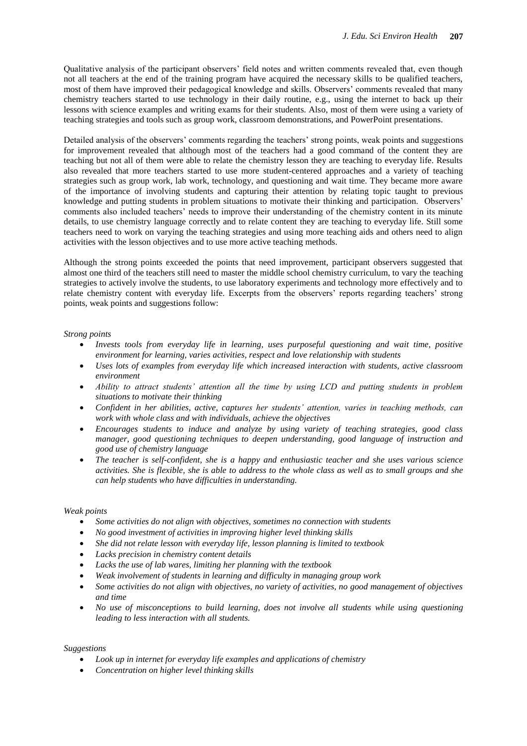Qualitative analysis of the participant observers' field notes and written comments revealed that, even though not all teachers at the end of the training program have acquired the necessary skills to be qualified teachers, most of them have improved their pedagogical knowledge and skills. Observers' comments revealed that many chemistry teachers started to use technology in their daily routine, e.g., using the internet to back up their lessons with science examples and writing exams for their students. Also, most of them were using a variety of teaching strategies and tools such as group work, classroom demonstrations, and PowerPoint presentations.

Detailed analysis of the observers' comments regarding the teachers' strong points, weak points and suggestions for improvement revealed that although most of the teachers had a good command of the content they are teaching but not all of them were able to relate the chemistry lesson they are teaching to everyday life. Results also revealed that more teachers started to use more student-centered approaches and a variety of teaching strategies such as group work, lab work, technology, and questioning and wait time. They became more aware of the importance of involving students and capturing their attention by relating topic taught to previous knowledge and putting students in problem situations to motivate their thinking and participation. Observers' comments also included teachers' needs to improve their understanding of the chemistry content in its minute details, to use chemistry language correctly and to relate content they are teaching to everyday life. Still some teachers need to work on varying the teaching strategies and using more teaching aids and others need to align activities with the lesson objectives and to use more active teaching methods.

Although the strong points exceeded the points that need improvement, participant observers suggested that almost one third of the teachers still need to master the middle school chemistry curriculum, to vary the teaching strategies to actively involve the students, to use laboratory experiments and technology more effectively and to relate chemistry content with everyday life. Excerpts from the observers' reports regarding teachers' strong points, weak points and suggestions follow:

*Strong points*

- *Invests tools from everyday life in learning, uses purposeful questioning and wait time, positive environment for learning, varies activities, respect and love relationship with students*
- *Uses lots of examples from everyday life which increased interaction with students, active classroom environment*
- *Ability to attract students' attention all the time by using LCD and putting students in problem situations to motivate their thinking*
- *Confident in her abilities, active, captures her students' attention, varies in teaching methods, can work with whole class and with individuals, achieve the objectives*
- *Encourages students to induce and analyze by using variety of teaching strategies, good class manager, good questioning techniques to deepen understanding, good language of instruction and good use of chemistry language*
- *The teacher is self-confident, she is a happy and enthusiastic teacher and she uses various science activities. She is flexible, she is able to address to the whole class as well as to small groups and she can help students who have difficulties in understanding.*

*Weak points*

- *Some activities do not align with objectives, sometimes no connection with students*
- *No good investment of activities in improving higher level thinking skills*
- *She did not relate lesson with everyday life, lesson planning is limited to textbook*
- *Lacks precision in chemistry content details*
- *Lacks the use of lab wares, limiting her planning with the textbook*
- *Weak involvement of students in learning and difficulty in managing group work*
- *Some activities do not align with objectives, no variety of activities, no good management of objectives and time*
- *No use of misconceptions to build learning, does not involve all students while using questioning leading to less interaction with all students.*

*Suggestions*

- *Look up in internet for everyday life examples and applications of chemistry*
- *Concentration on higher level thinking skills*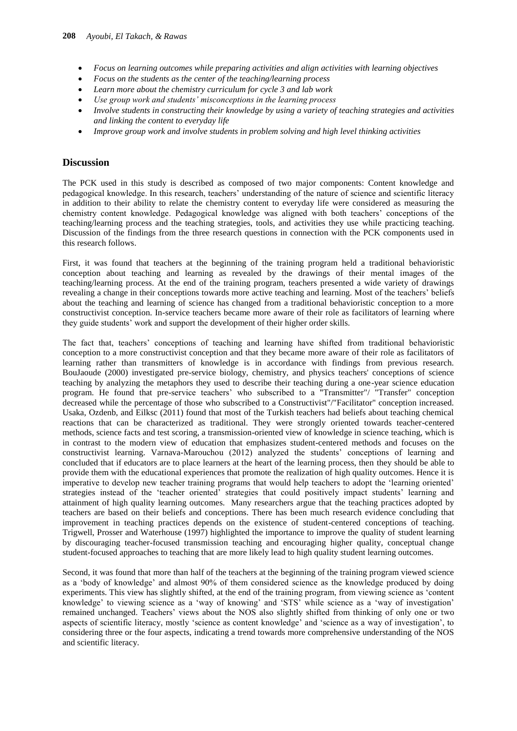- *Focus on learning outcomes while preparing activities and align activities with learning objectives*
- *Focus on the students as the center of the teaching/learning process*
- *Learn more about the chemistry curriculum for cycle 3 and lab work*
- *Use group work and students' misconceptions in the learning process*
- *Involve students in constructing their knowledge by using a variety of teaching strategies and activities and linking the content to everyday life*
- *Improve group work and involve students in problem solving and high level thinking activities*

## Discussion

The PCK used in this study is described as composed of two major components: Content knowledge and pedagogical knowledge. In this research, teachers' understanding of the nature of science and scientific literacy in addition to their ability to relate the chemistry content to everyday life were considered as measuring the chemistry content knowledge. Pedagogical knowledge was aligned with both teachers' conceptions of the teaching/learning process and the teaching strategies, tools, and activities they use while practicing teaching. Discussion of the findings from the three research questions in connection with the PCK components used in this research follows.

First, it was found that teachers at the beginning of the training program held a traditional behavioristic conception about teaching and learning as revealed by the drawings of their mental images of the teaching/learning process. At the end of the training program, teachers presented a wide variety of drawings revealing a change in their conceptions towards more active teaching and learning. Most of the teachers' beliefs about the teaching and learning of science has changed from a traditional behavioristic conception to a more constructivist conception. In-service teachers became more aware of their role as facilitators of learning where they guide students' work and support the development of their higher order skills.

The fact that, teachers' conceptions of teaching and learning have shifted from traditional behavioristic conception to a more constructivist conception and that they became more aware of their role as facilitators of learning rather than transmitters of knowledge is in accordance with findings from previous research. BouJaoude (2000) investigated pre-service biology, chemistry, and physics teachers' conceptions of science teaching by analyzing the metaphors they used to describe their teaching during a one-year science education program. He found that pre-service teachers' who subscribed to a "Transmitter"/ "Transfer" conception decreased while the percentage of those who subscribed to a Constructivist"/"Facilitator" conception increased. Usaka, Ozdenb, and Eilksc (2011) found that most of the Turkish teachers had beliefs about teaching chemical reactions that can be characterized as traditional. They were strongly oriented towards teacher-centered methods, science facts and test scoring, a transmission-oriented view of knowledge in science teaching, which is in contrast to the modern view of education that emphasizes student-centered methods and focuses on the constructivist learning. Varnava-Marouchou (2012) analyzed the students' conceptions of learning and concluded that if educators are to place learners at the heart of the learning process, then they should be able to provide them with the educational experiences that promote the realization of high quality outcomes. Hence it is imperative to develop new teacher training programs that would help teachers to adopt the 'learning oriented' strategies instead of the 'teacher oriented' strategies that could positively impact students' learning and attainment of high quality learning outcomes. Many researchers argue that the teaching practices adopted by teachers are based on their beliefs and conceptions. There has been much research evidence concluding that improvement in teaching practices depends on the existence of student-centered conceptions of teaching. Trigwell, Prosser and Waterhouse (1997) highlighted the importance to improve the quality of student learning by discouraging teacher-focused transmission teaching and encouraging higher quality, conceptual change student-focused approaches to teaching that are more likely lead to high quality student learning outcomes.

Second, it was found that more than half of the teachers at the beginning of the training program viewed science as a 'body of knowledge' and almost 90% of them considered science as the knowledge produced by doing experiments. This view has slightly shifted, at the end of the training program, from viewing science as 'content knowledge' to viewing science as a 'way of knowing' and 'STS' while science as a 'way of investigation' remained unchanged. Teachers' views about the NOS also slightly shifted from thinking of only one or two aspects of scientific literacy, mostly 'science as content knowledge' and 'science as a way of investigation', to considering three or the four aspects, indicating a trend towards more comprehensive understanding of the NOS and scientific literacy.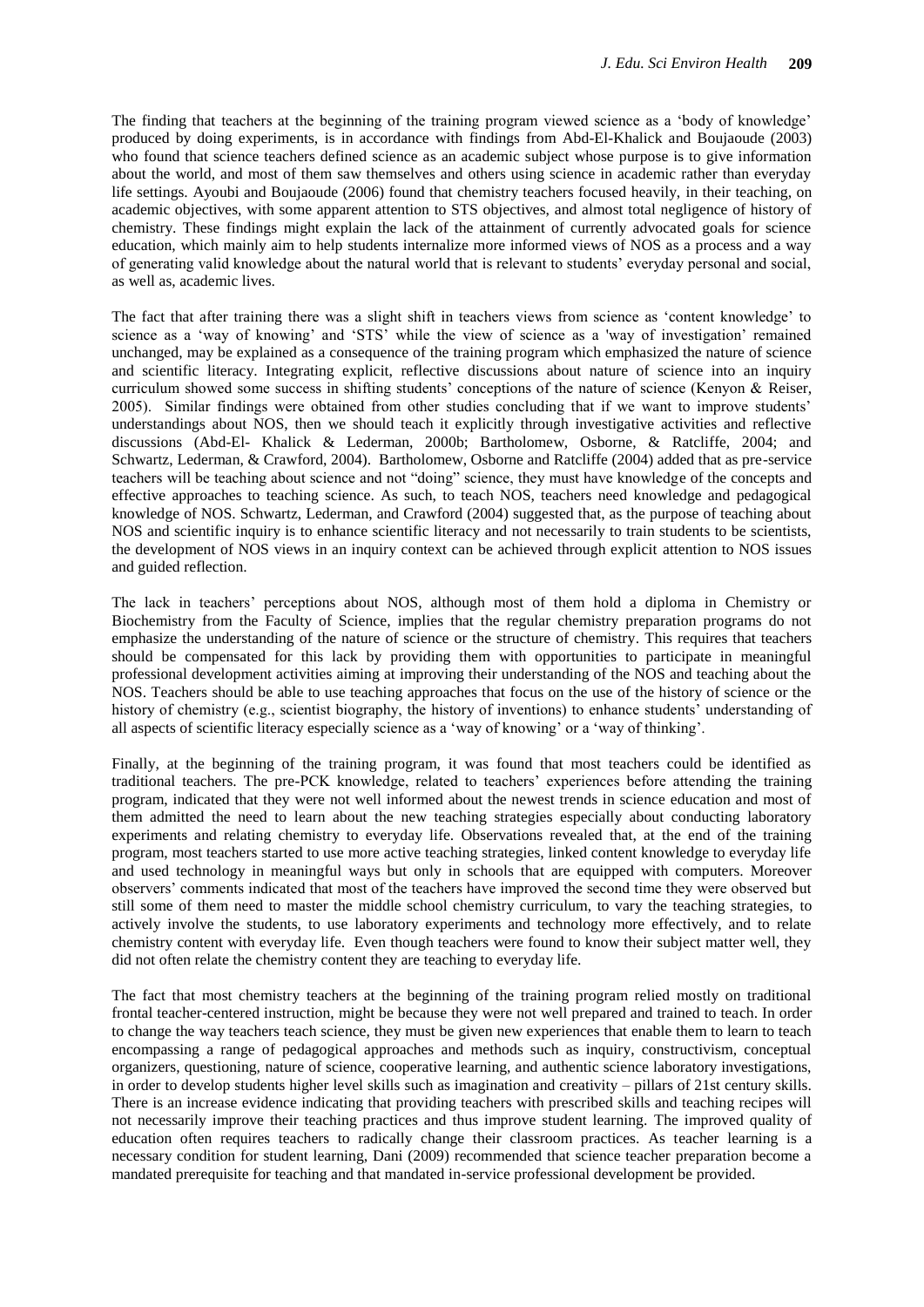The finding that teachers at the beginning of the training program viewed science as a 'body of knowledge' produced by doing experiments, is in accordance with findings from Abd-El-Khalick and Boujaoude (2003) who found that science teachers defined science as an academic subject whose purpose is to give information about the world, and most of them saw themselves and others using science in academic rather than everyday life settings. Ayoubi and Boujaoude (2006) found that chemistry teachers focused heavily, in their teaching, on academic objectives, with some apparent attention to STS objectives, and almost total negligence of history of chemistry. These findings might explain the lack of the attainment of currently advocated goals for science education, which mainly aim to help students internalize more informed views of NOS as a process and a way of generating valid knowledge about the natural world that is relevant to students' everyday personal and social, as well as, academic lives.

The fact that after training there was a slight shift in teachers views from science as 'content knowledge' to science as a 'way of knowing' and 'STS' while the view of science as a 'way of investigation' remained unchanged, may be explained as a consequence of the training program which emphasized the nature of science and scientific literacy. Integrating explicit, reflective discussions about nature of science into an inquiry curriculum showed some success in shifting students' conceptions of the nature of science (Kenyon & Reiser, 2005). Similar findings were obtained from other studies concluding that if we want to improve students' understandings about NOS, then we should teach it explicitly through investigative activities and reflective discussions (Abd-El- Khalick & Lederman, 2000b; Bartholomew, Osborne, & Ratcliffe, 2004; and Schwartz, Lederman, & Crawford, 2004). Bartholomew, Osborne and Ratcliffe (2004) added that as pre-service teachers will be teaching about science and not "doing" science, they must have knowledge of the concepts and effective approaches to teaching science. As such, to teach NOS, teachers need knowledge and pedagogical knowledge of NOS. Schwartz, Lederman, and Crawford (2004) suggested that, as the purpose of teaching about NOS and scientific inquiry is to enhance scientific literacy and not necessarily to train students to be scientists, the development of NOS views in an inquiry context can be achieved through explicit attention to NOS issues and guided reflection.

The lack in teachers' perceptions about NOS, although most of them hold a diploma in Chemistry or Biochemistry from the Faculty of Science, implies that the regular chemistry preparation programs do not emphasize the understanding of the nature of science or the structure of chemistry. This requires that teachers should be compensated for this lack by providing them with opportunities to participate in meaningful professional development activities aiming at improving their understanding of the NOS and teaching about the NOS. Teachers should be able to use teaching approaches that focus on the use of the history of science or the history of chemistry (e.g., scientist biography, the history of inventions) to enhance students' understanding of all aspects of scientific literacy especially science as a 'way of knowing' or a 'way of thinking'.

Finally, at the beginning of the training program, it was found that most teachers could be identified as traditional teachers. The pre-PCK knowledge, related to teachers' experiences before attending the training program, indicated that they were not well informed about the newest trends in science education and most of them admitted the need to learn about the new teaching strategies especially about conducting laboratory experiments and relating chemistry to everyday life. Observations revealed that, at the end of the training program, most teachers started to use more active teaching strategies, linked content knowledge to everyday life and used technology in meaningful ways but only in schools that are equipped with computers. Moreover observers' comments indicated that most of the teachers have improved the second time they were observed but still some of them need to master the middle school chemistry curriculum, to vary the teaching strategies, to actively involve the students, to use laboratory experiments and technology more effectively, and to relate chemistry content with everyday life. Even though teachers were found to know their subject matter well, they did not often relate the chemistry content they are teaching to everyday life.

The fact that most chemistry teachers at the beginning of the training program relied mostly on traditional frontal teacher-centered instruction, might be because they were not well prepared and trained to teach. In order to change the way teachers teach science, they must be given new experiences that enable them to learn to teach encompassing a range of pedagogical approaches and methods such as inquiry, constructivism, conceptual organizers, questioning, nature of science, cooperative learning, and authentic science laboratory investigations, in order to develop students higher level skills such as imagination and creativity – pillars of 21st century skills. There is an increase evidence indicating that providing teachers with prescribed skills and teaching recipes will not necessarily improve their teaching practices and thus improve student learning. The improved quality of education often requires teachers to radically change their classroom practices. As teacher learning is a necessary condition for student learning, Dani (2009) recommended that science teacher preparation become a mandated prerequisite for teaching and that mandated in-service professional development be provided.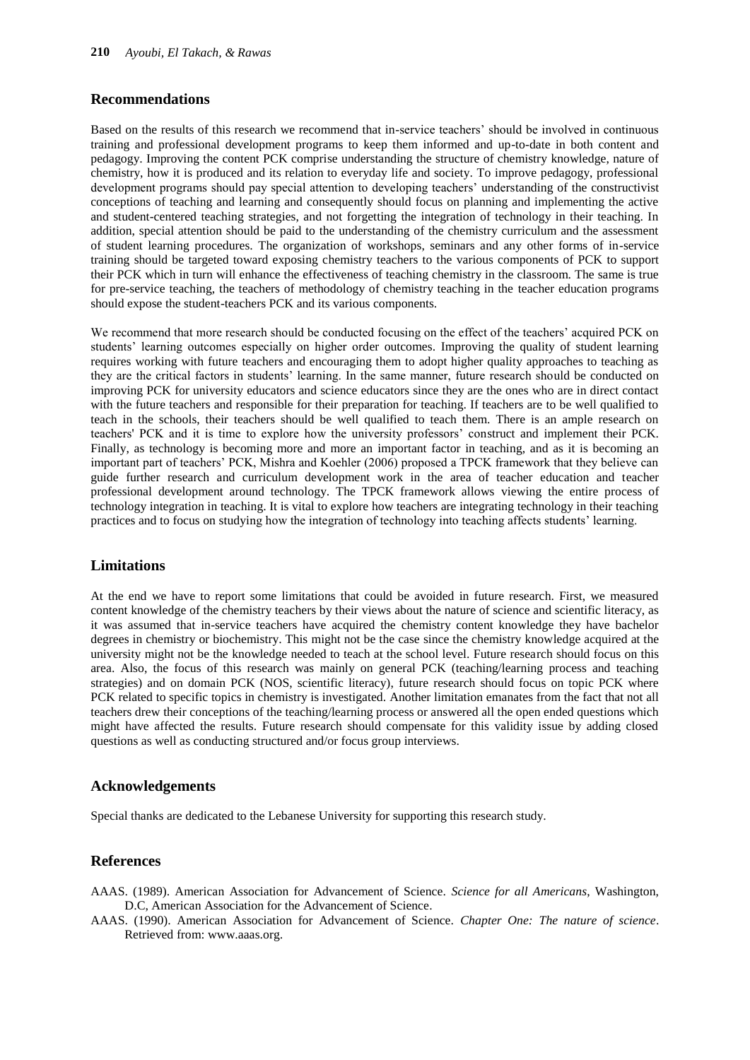## Recommendations

Based on the results of this research we recommend that in-service teachers' should be involved in continuous training and professional development programs to keep them informed and up-to-date in both content and pedagogy. Improving the content PCK comprise understanding the structure of chemistry knowledge, nature of chemistry, how it is produced and its relation to everyday life and society. To improve pedagogy, professional development programs should pay special attention to developing teachers' understanding of the constructivist conceptions of teaching and learning and consequently should focus on planning and implementing the active and student-centered teaching strategies, and not forgetting the integration of technology in their teaching. In addition, special attention should be paid to the understanding of the chemistry curriculum and the assessment of student learning procedures. The organization of workshops, seminars and any other forms of in-service training should be targeted toward exposing chemistry teachers to the various components of PCK to support their PCK which in turn will enhance the effectiveness of teaching chemistry in the classroom. The same is true for pre-service teaching, the teachers of methodology of chemistry teaching in the teacher education programs should expose the student-teachers PCK and its various components.

We recommend that more research should be conducted focusing on the effect of the teachers' acquired PCK on students' learning outcomes especially on higher order outcomes. Improving the quality of student learning requires working with future teachers and encouraging them to adopt higher quality approaches to teaching as they are the critical factors in students' learning. In the same manner, future research should be conducted on improving PCK for university educators and science educators since they are the ones who are in direct contact with the future teachers and responsible for their preparation for teaching. If teachers are to be well qualified to teach in the schools, their teachers should be well qualified to teach them. There is an ample research on teachers' PCK and it is time to explore how the university professors' construct and implement their PCK. Finally, as technology is becoming more and more an important factor in teaching, and as it is becoming an important part of teachers' PCK, Mishra and Koehler (2006) proposed a TPCK framework that they believe can guide further research and curriculum development work in the area of teacher education and teacher professional development around technology. The TPCK framework allows viewing the entire process of technology integration in teaching. It is vital to explore how teachers are integrating technology in their teaching practices and to focus on studying how the integration of technology into teaching affects students' learning.

## Limitations

At the end we have to report some limitations that could be avoided in future research. First, we measured content knowledge of the chemistry teachers by their views about the nature of science and scientific literacy, as it was assumed that in-service teachers have acquired the chemistry content knowledge they have bachelor degrees in chemistry or biochemistry. This might not be the case since the chemistry knowledge acquired at the university might not be the knowledge needed to teach at the school level. Future research should focus on this area. Also, the focus of this research was mainly on general PCK (teaching/learning process and teaching strategies) and on domain PCK (NOS, scientific literacy), future research should focus on topic PCK where PCK related to specific topics in chemistry is investigated. Another limitation emanates from the fact that not all teachers drew their conceptions of the teaching/learning process or answered all the open ended questions which might have affected the results. Future research should compensate for this validity issue by adding closed questions as well as conducting structured and/or focus group interviews.

## Acknowledgements

Special thanks are dedicated to the Lebanese University for supporting this research study.

## References

AAAS. (1989). American Association for Advancement of Science. *Science for all Americans*, Washington, D.C, American Association for the Advancement of Science.

AAAS. (1990). American Association for Advancement of Science. *Chapter One: The nature of science*. Retrieved from: www.aaas.org.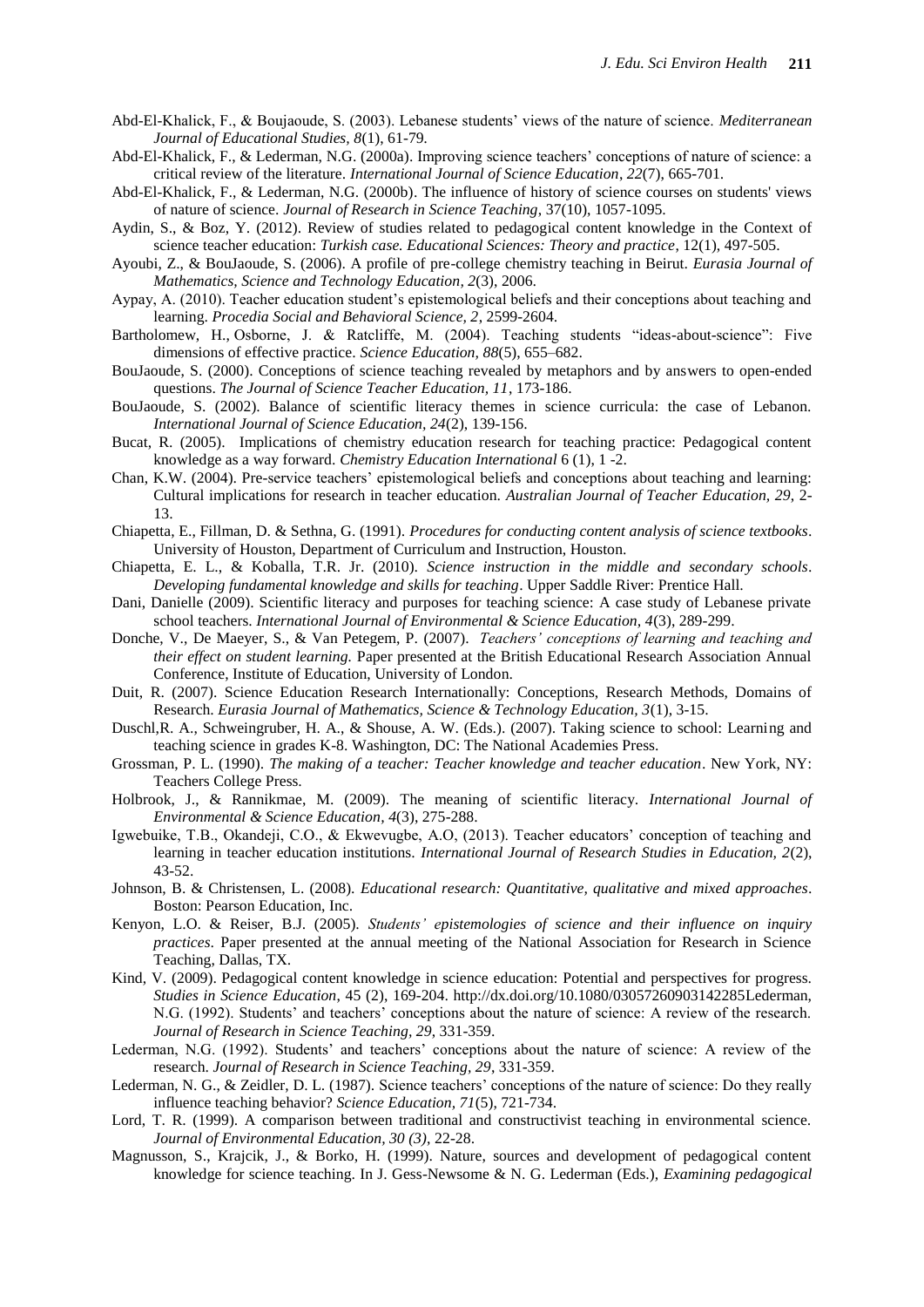Abd-El-Khalick, F., & Boujaoude, S. (2003). Lebanese students' views of the nature of science. *Mediterranean Journal of Educational Studies, 8*(1), 61-79.

Abd-El-Khalick, F., & Lederman, N.G. (2000a). Improving science teachers' conceptions of nature of science: a critical review of the literature. *International Journal of Science Education*, *22*(7), 665-701.

Abd-El-Khalick, F., & Lederman, N.G. (2000b). The influence of history of science courses on students' views of nature of science. *Journal of Research in Science Teaching*, 37(10), 1057-1095.

Aydin, S., & Boz, Y. (2012). Review of studies related to pedagogical content knowledge in the Context of science teacher education: *Turkish case. Educational Sciences: Theory and practice*, 12(1), 497-505.

Ayoubi, Z., & BouJaoude, S. (2006). A profile of pre-college chemistry teaching in Beirut. *Eurasia Journal of Mathematics, Science and Technology Education, 2*(3), 2006.

Aypay, A. (2010). Teacher education student's epistemological beliefs and their conceptions about teaching and learning. *Procedia Social and Behavioral Science, 2*, 2599-2604.

Bartholomew, H., Osborne, J. & Ratcliffe, M. (2004). Teaching students "ideas-about-science": Five dimensions of effective practice. *Science Education, 88*(5), 655–682.

BouJaoude, S. (2000). Conceptions of science teaching revealed by metaphors and by answers to open-ended questions. *The Journal of Science Teacher Education, 11*, 173-186.

BouJaoude, S. (2002). Balance of scientific literacy themes in science curricula: the case of Lebanon. *International Journal of Science Education, 24*(2), 139-156.

Bucat, R. (2005). Implications of chemistry education research for teaching practice: Pedagogical content knowledge as a way forward. *Chemistry Education International* 6 (1), 1 -2.

Chan, K.W. (2004). Pre-service teachers' epistemological beliefs and conceptions about teaching and learning: Cultural implications for research in teacher education. *Australian Journal of Teacher Education, 29*, 2-13.

Chiapetta, E., Fillman, D. & Sethna, G. (1991). *Procedures for conducting content analysis of science textbooks*. University of Houston, Department of Curriculum and Instruction, Houston.

Chiapetta, E. L., & Koballa, T.R. Jr. (2010). *Science instruction in the middle and secondary schools*. *Developing fundamental knowledge and skills for teaching*. Upper Saddle River: Prentice Hall.

Dani, Danielle (2009). Scientific literacy and purposes for teaching science: A case study of Lebanese private school teachers. *International Journal of Environmental & Science Education, 4*(3), 289-299.

Donche, V., De Maeyer, S., & Van Petegem, P. (2007). *Teachers' conceptions of learning and teaching and their effect on student learning.* Paper presented at the British Educational Research Association Annual Conference, Institute of Education, University of London.

Duit, R. (2007). Science Education Research Internationally: Conceptions, Research Methods, Domains of Research. *Eurasia Journal of Mathematics, Science & Technology Education, 3*(1), 3-15.

Duschl,R. A., Schweingruber, H. A., & Shouse, A. W. (Eds.). (2007). Taking science to school: Learning and teaching science in grades K-8. Washington, DC: The National Academies Press.

Grossman, P. L. (1990). *The making of a teacher: Teacher knowledge and teacher education*. New York, NY: Teachers College Press.

Holbrook, J., & Rannikmae, M. (2009). The meaning of scientific literacy. *International Journal of Environmental & Science Education, 4*(3), 275-288.

Igwebuike, T.B., Okandeji, C.O., & Ekwevugbe, A.O, (2013). Teacher educators' conception of teaching and learning in teacher education institutions. *International Journal of Research Studies in Education, 2*(2), 43-52.

Johnson, B. & Christensen, L. (2008). *Educational research: Quantitative, qualitative and mixed approaches*. Boston: Pearson Education, Inc.

Kenyon, L.O. & Reiser, B.J. (2005). *Students' epistemologies of science and their influence on inquiry practices*. Paper presented at the annual meeting of the National Association for Research in Science Teaching, Dallas, TX.

Kind, V. (2009). Pedagogical content knowledge in science education: Potential and perspectives for progress. *Studies in Science Education*, 45 (2), 169-204. http://dx.doi.org/10.1080/03057260903142285Lederman, N.G. (1992). Students' and teachers' conceptions about the nature of science: A review of the research. *Journal of Research in Science Teaching, 29*, 331-359.

Lederman, N.G. (1992). Students' and teachers' conceptions about the nature of science: A review of the research. *Journal of Research in Science Teaching, 29*, 331-359.

Lederman, N. G., & Zeidler, D. L. (1987). Science teachers' conceptions of the nature of science: Do they really influence teaching behavior? *Science Education, 71*(5), 721-734.

Lord, T. R. (1999). A comparison between traditional and constructivist teaching in environmental science. *Journal of Environmental Education, 30 (3)*, 22-28.

Magnusson, S., Krajcik, J., & Borko, H. (1999). Nature, sources and development of pedagogical content knowledge for science teaching. In J. Gess-Newsome & N. G. Lederman (Eds.), *Examining pedagogical*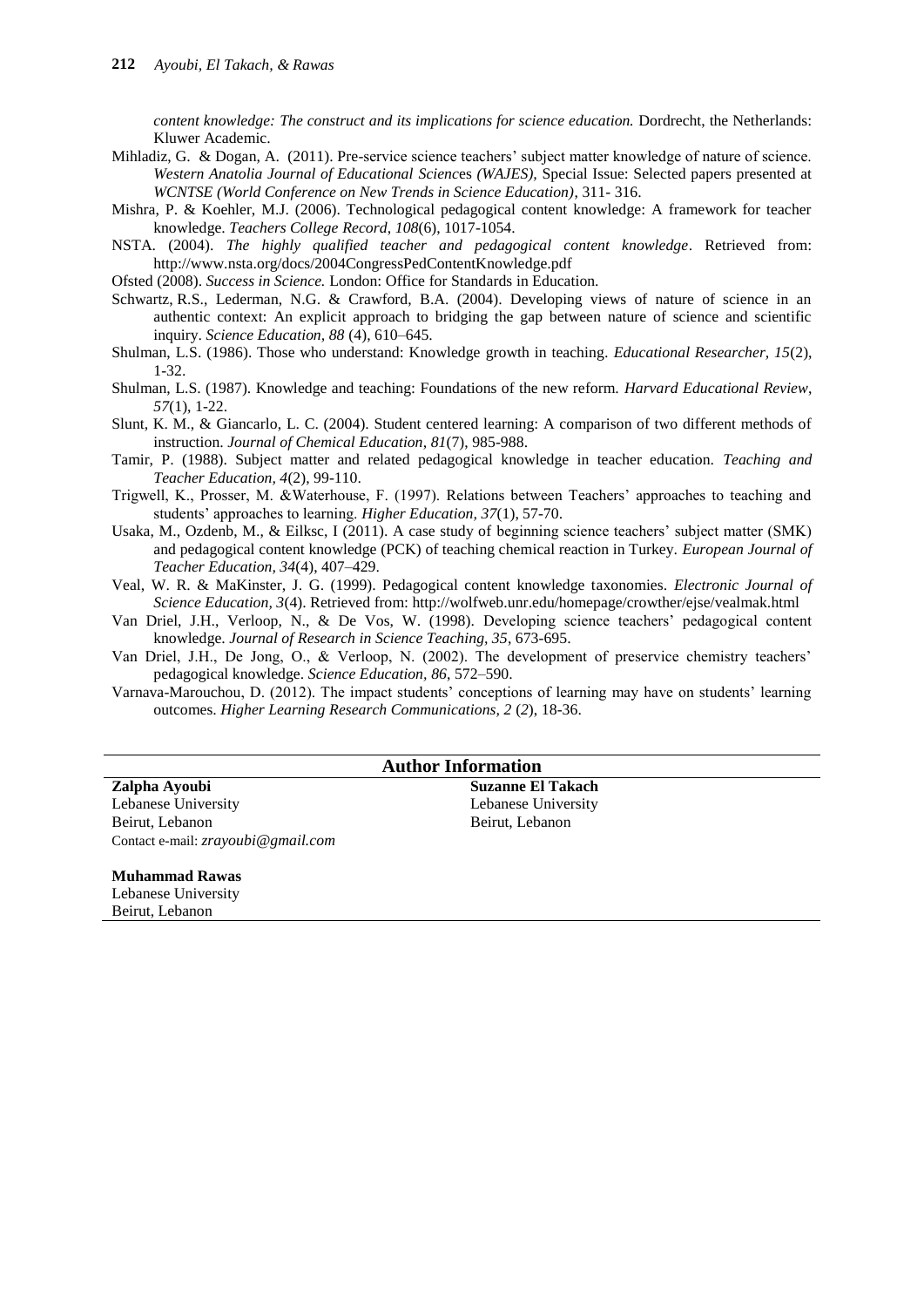*content knowledge: The construct and its implications for science education.* Dordrecht, the Netherlands: Kluwer Academic.

Mihladiz, G. & Dogan, A. (2011). Pre-service science teachers' subject matter knowledge of nature of science. *Western Anatolia Journal of Educational Sciences (WAJES)*, Special Issue: Selected papers presented at *WCNTSE (World Conference on New Trends in Science Education)*, 311- 316.

Mishra, P. & Koehler, M.J. (2006). Technological pedagogical content knowledge: A framework for teacher knowledge. *Teachers College Record, 108*(6), 1017-1054.

NSTA. (2004). *The highly qualified teacher and pedagogical content knowledge*. Retrieved from: http://www.nsta.org/docs/2004CongressPedContentKnowledge.pdf

Ofsted (2008). *Success in Science.* London: Office for Standards in Education.

Schwartz, R.S., Lederman, N.G. & Crawford, B.A. (2004). Developing views of nature of science in an authentic context: An explicit approach to bridging the gap between nature of science and scientific inquiry. *Science Education, 88* (4), 610–645.

Shulman, L.S. (1986). Those who understand: Knowledge growth in teaching. *Educational Researcher, 15*(2), 1-32.

Shulman, L.S. (1987). Knowledge and teaching: Foundations of the new reform. *Harvard Educational Review, 57*(1), 1-22.

Slunt, K. M., & Giancarlo, L. C. (2004). Student centered learning: A comparison of two different methods of instruction. *Journal of Chemical Education, 81*(7), 985-988.

Tamir, P. (1988). Subject matter and related pedagogical knowledge in teacher education. *Teaching and Teacher Education, 4*(2), 99-110.

Trigwell, K., Prosser, M. &Waterhouse, F. (1997). Relations between Teachers' approaches to teaching and students' approaches to learning. *Higher Education, 37*(1), 57-70.

Usaka, M., Ozdenb, M., & Eilksc, I (2011). A case study of beginning science teachers' subject matter (SMK) and pedagogical content knowledge (PCK) of teaching chemical reaction in Turkey. *European Journal of Teacher Education, 34*(4), 407–429.

Veal, W. R. & MaKinster, J. G. (1999). Pedagogical content knowledge taxonomies. *Electronic Journal of Science Education, 3*(4). Retrieved from: http://wolfweb.unr.edu/homepage/crowther/ejse/vealmak.html

Van Driel, J.H., Verloop, N., & De Vos, W. (1998). Developing science teachers' pedagogical content knowledge. *Journal of Research in Science Teaching, 35*, 673-695.

Van Driel, J.H., De Jong, O., & Verloop, N. (2002). The development of preservice chemistry teachers' pedagogical knowledge. *Science Education, 86*, 572–590.

Varnava-Marouchou, D. (2012). The impact students' conceptions of learning may have on students' learning outcomes. *Higher Learning Research Communications, 2* (*2*), 18-36.

## Author Information

**Zalpha Ayoubi**
Lebanese University
Beirut, Lebanon
Contact e-mail: *zrayoubi@gmail.com*

**Suzanne El Takach**
Lebanese University
Beirut, Lebanon

**Muhammad Rawas**
Lebanese University
Beirut, Lebanon